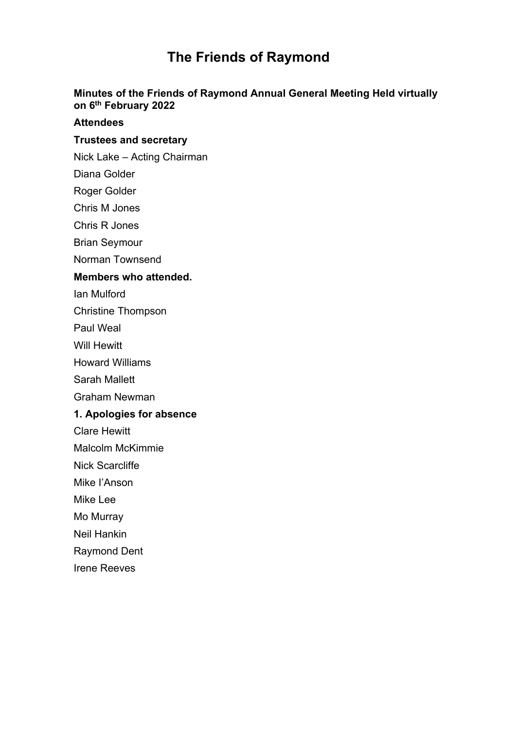# The Friends of Raymond

**Minutes of the Friends of Raymond Annual General Meeting Held virtually on 6th February 2022**

**Attendees**

**Trustees and secretary**

Nick Lake – Acting Chairman

Diana Golder

Roger Golder

Chris M Jones

Chris R Jones

Brian Seymour

Norman Townsend

**Members who attended.**

Ian Mulford

Christine Thompson

Paul Weal

Will Hewitt

Howard Williams

Sarah Mallett

Graham Newman

**1. Apologies for absence**

Clare Hewitt

Malcolm McKimmie

Nick Scarcliffe

Mike I'Anson

Mike Lee

Mo Murray

Neil Hankin

Raymond Dent

Irene Reeves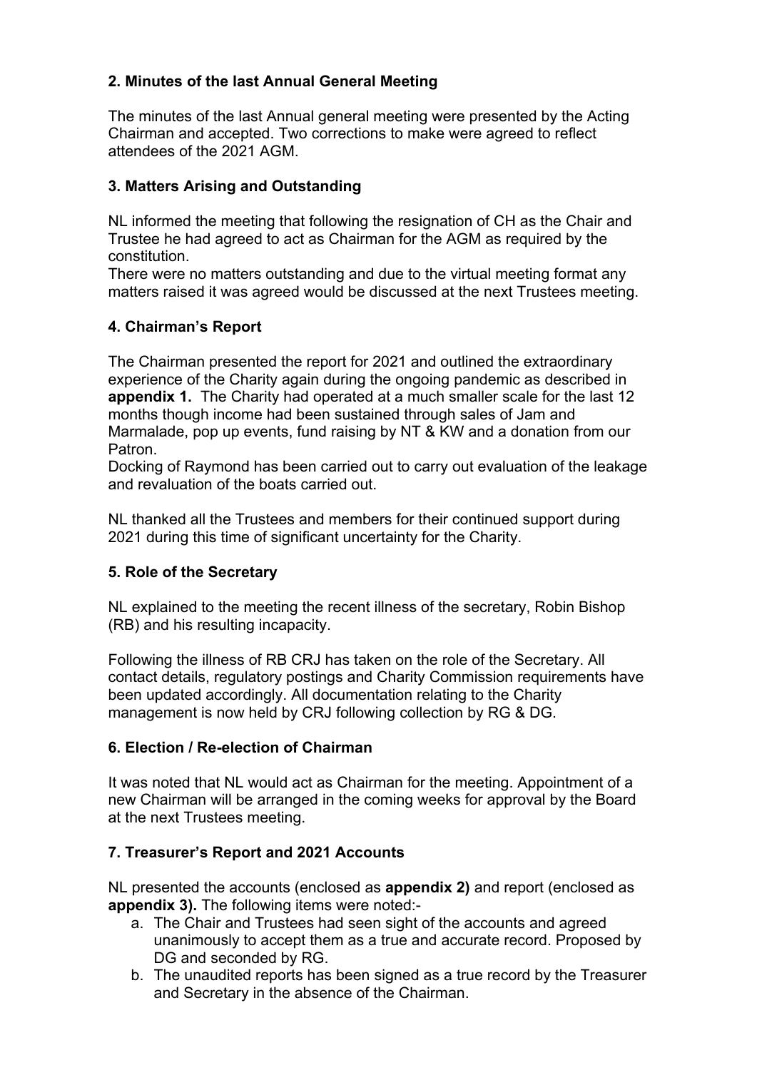## 2. Minutes of the last Annual General Meeting

The minutes of the last Annual general meeting were presented by the Acting Chairman and accepted. Two corrections to make were agreed to reflect attendees of the 2021 AGM.

## 3. Matters Arising and Outstanding

NL informed the meeting that following the resignation of CH as the Chair and Trustee he had agreed to act as Chairman for the AGM as required by the constitution.
There were no matters outstanding and due to the virtual meeting format any matters raised it was agreed would be discussed at the next Trustees meeting.

## 4. Chairman's Report

The Chairman presented the report for 2021 and outlined the extraordinary experience of the Charity again during the ongoing pandemic as described in **appendix 1.** The Charity had operated at a much smaller scale for the last 12 months though income had been sustained through sales of Jam and Marmalade, pop up events, fund raising by NT & KW and a donation from our Patron.
Docking of Raymond has been carried out to carry out evaluation of the leakage and revaluation of the boats carried out.

NL thanked all the Trustees and members for their continued support during 2021 during this time of significant uncertainty for the Charity.

## 5. Role of the Secretary

NL explained to the meeting the recent illness of the secretary, Robin Bishop (RB) and his resulting incapacity.

Following the illness of RB CRJ has taken on the role of the Secretary. All contact details, regulatory postings and Charity Commission requirements have been updated accordingly. All documentation relating to the Charity management is now held by CRJ following collection by RG & DG.

## 6. Election / Re-election of Chairman

It was noted that NL would act as Chairman for the meeting. Appointment of a new Chairman will be arranged in the coming weeks for approval by the Board at the next Trustees meeting.

## 7. Treasurer's Report and 2021 Accounts

NL presented the accounts (enclosed as **appendix 2)** and report (enclosed as **appendix 3).** The following items were noted:-

a. The Chair and Trustees had seen sight of the accounts and agreed unanimously to accept them as a true and accurate record. Proposed by DG and seconded by RG.
b. The unaudited reports has been signed as a true record by the Treasurer and Secretary in the absence of the Chairman.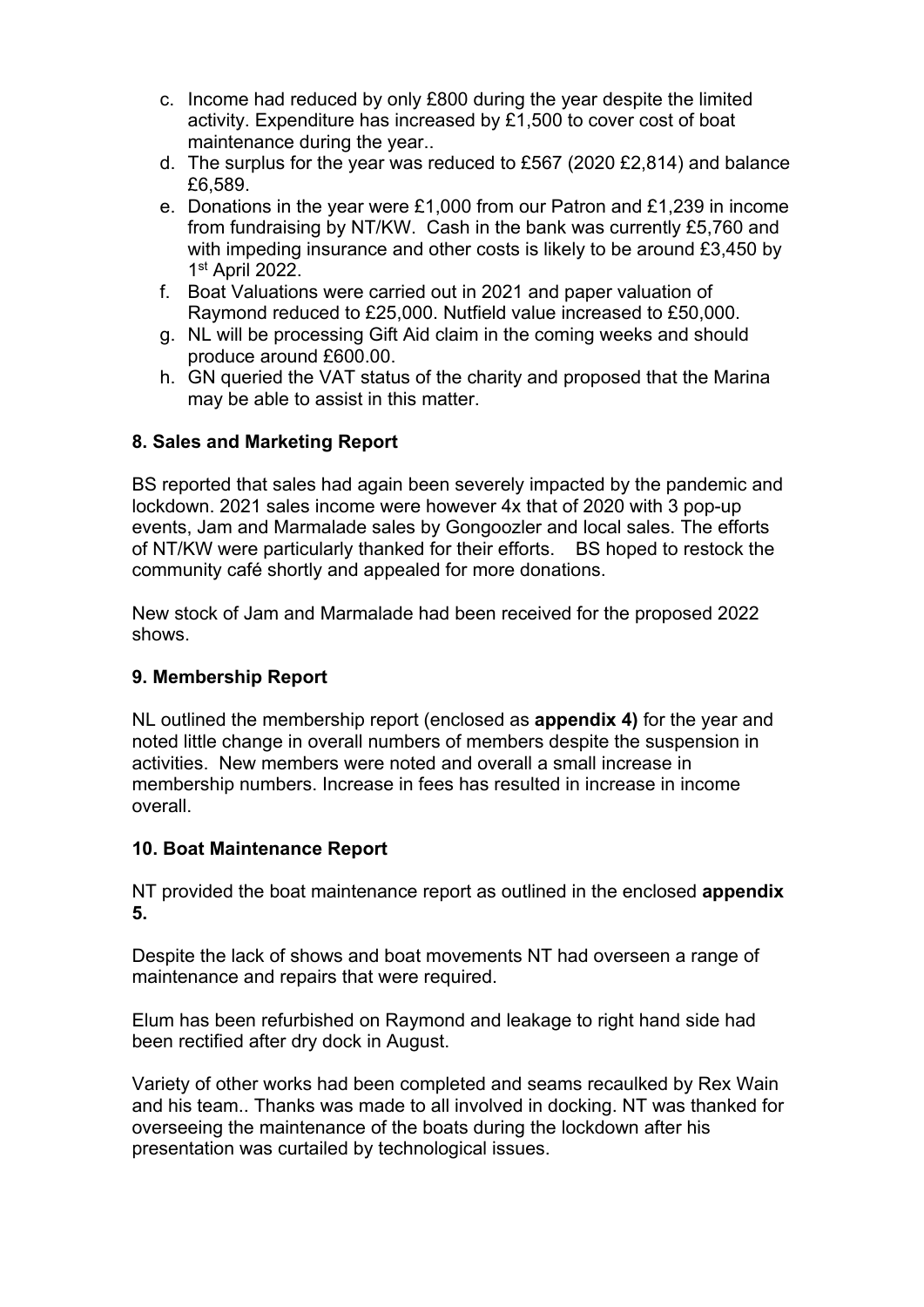c. Income had reduced by only £800 during the year despite the limited activity. Expenditure has increased by £1,500 to cover cost of boat maintenance during the year..
d. The surplus for the year was reduced to £567 (2020 £2,814) and balance £6,589.
e. Donations in the year were £1,000 from our Patron and £1,239 in income from fundraising by NT/KW. Cash in the bank was currently £5,760 and with impeding insurance and other costs is likely to be around £3,450 by 1st April 2022.
f. Boat Valuations were carried out in 2021 and paper valuation of Raymond reduced to £25,000. Nutfield value increased to £50,000.
g. NL will be processing Gift Aid claim in the coming weeks and should produce around £600.00.
h. GN queried the VAT status of the charity and proposed that the Marina may be able to assist in this matter.

**8. Sales and Marketing Report**

BS reported that sales had again been severely impacted by the pandemic and lockdown. 2021 sales income were however 4x that of 2020 with 3 pop-up events, Jam and Marmalade sales by Gongoozler and local sales. The efforts of NT/KW were particularly thanked for their efforts. BS hoped to restock the community café shortly and appealed for more donations.

New stock of Jam and Marmalade had been received for the proposed 2022 shows.

**9. Membership Report**

NL outlined the membership report (enclosed as **appendix 4)** for the year and noted little change in overall numbers of members despite the suspension in activities. New members were noted and overall a small increase in membership numbers. Increase in fees has resulted in increase in income overall.

**10. Boat Maintenance Report**

NT provided the boat maintenance report as outlined in the enclosed **appendix 5.**

Despite the lack of shows and boat movements NT had overseen a range of maintenance and repairs that were required.

Elum has been refurbished on Raymond and leakage to right hand side had been rectified after dry dock in August.

Variety of other works had been completed and seams recaulked by Rex Wain and his team.. Thanks was made to all involved in docking. NT was thanked for overseeing the maintenance of the boats during the lockdown after his presentation was curtailed by technological issues.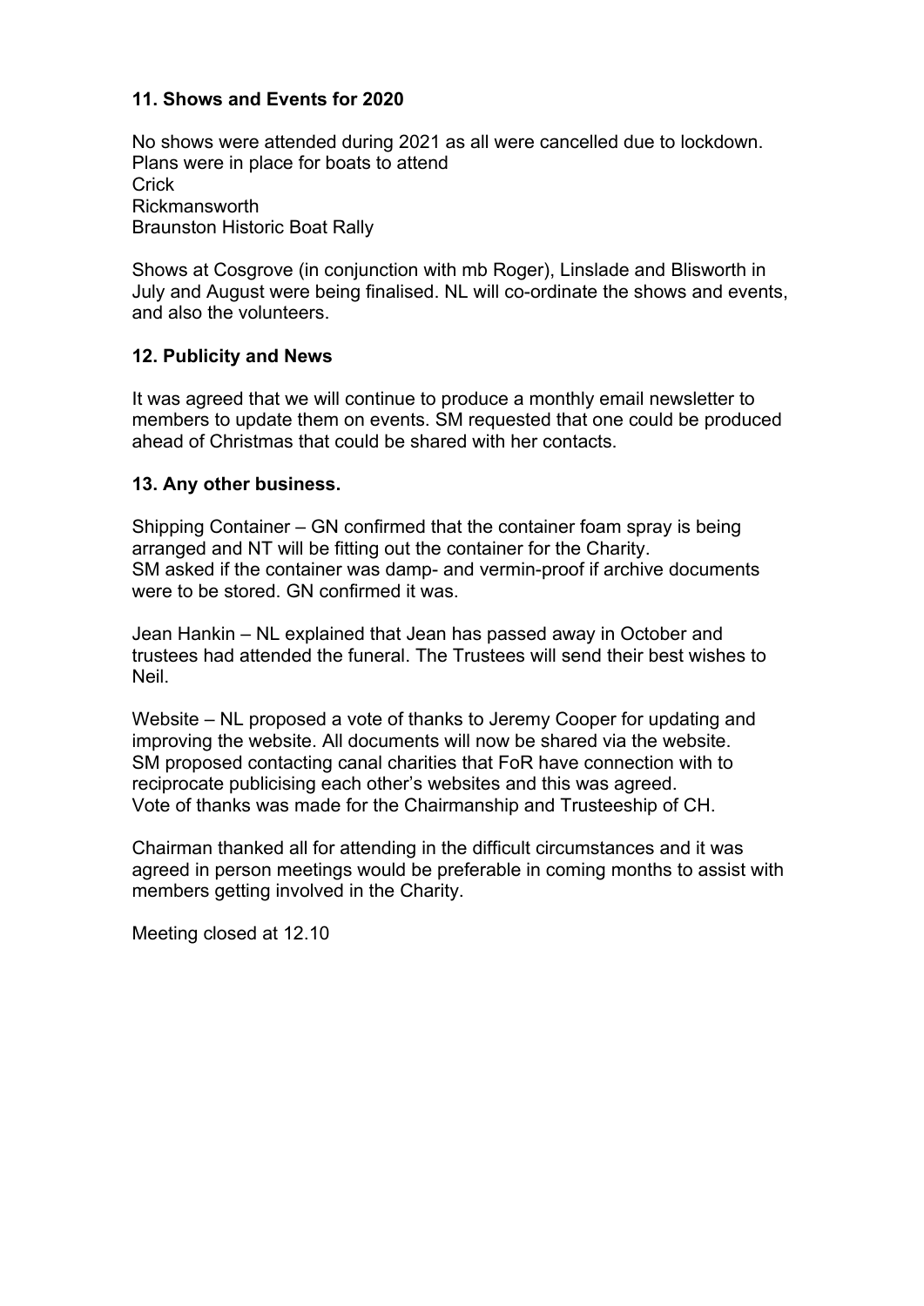### 11. Shows and Events for 2020

No shows were attended during 2021 as all were cancelled due to lockdown.
Plans were in place for boats to attend
Crick
Rickmansworth
Braunston Historic Boat Rally

Shows at Cosgrove (in conjunction with mb Roger), Linslade and Blisworth in July and August were being finalised. NL will co-ordinate the shows and events, and also the volunteers.

### 12. Publicity and News

It was agreed that we will continue to produce a monthly email newsletter to members to update them on events. SM requested that one could be produced ahead of Christmas that could be shared with her contacts.

### 13. Any other business.

Shipping Container – GN confirmed that the container foam spray is being arranged and NT will be fitting out the container for the Charity.
SM asked if the container was damp- and vermin-proof if archive documents were to be stored. GN confirmed it was.

Jean Hankin – NL explained that Jean has passed away in October and trustees had attended the funeral. The Trustees will send their best wishes to Neil.

Website – NL proposed a vote of thanks to Jeremy Cooper for updating and improving the website. All documents will now be shared via the website.
SM proposed contacting canal charities that FoR have connection with to reciprocate publicising each other's websites and this was agreed.
Vote of thanks was made for the Chairmanship and Trusteeship of CH.

Chairman thanked all for attending in the difficult circumstances and it was agreed in person meetings would be preferable in coming months to assist with members getting involved in the Charity.

Meeting closed at 12.10